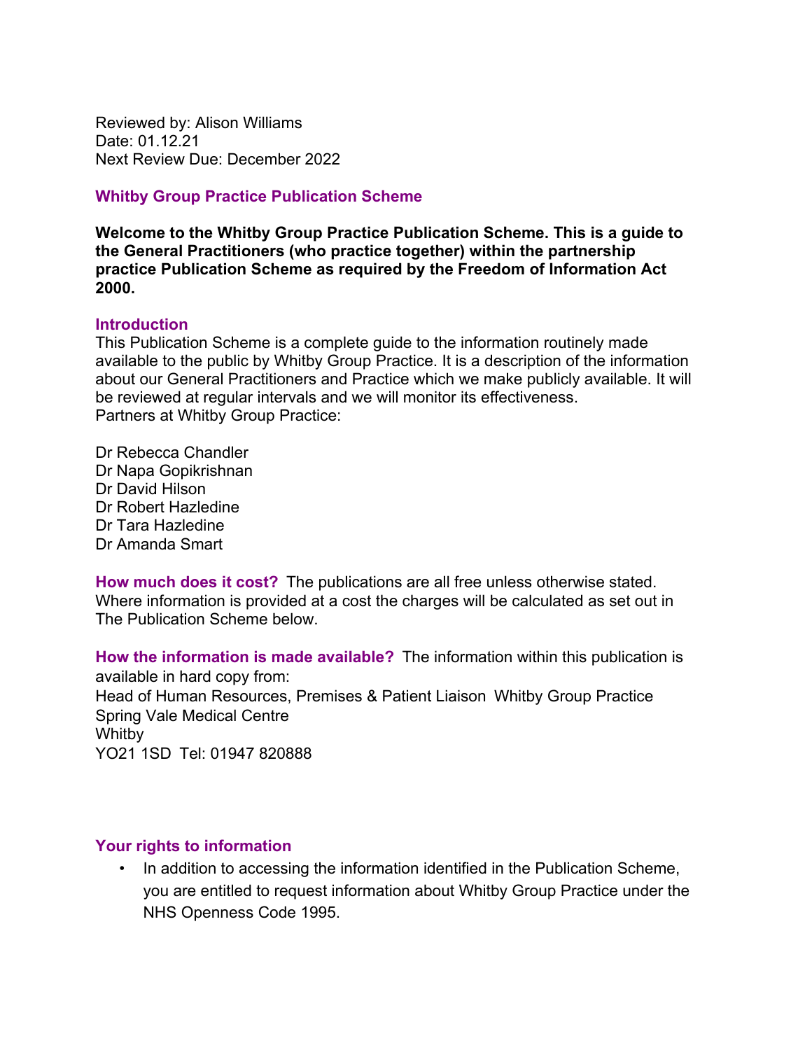Reviewed by: Alison Williams
Date: 01.12.21
Next Review Due: December 2022

## Whitby Group Practice Publication Scheme

**Welcome to the Whitby Group Practice Publication Scheme. This is a guide to the General Practitioners (who practice together) within the partnership practice Publication Scheme as required by the Freedom of Information Act 2000.**

### Introduction

This Publication Scheme is a complete guide to the information routinely made available to the public by Whitby Group Practice. It is a description of the information about our General Practitioners and Practice which we make publicly available. It will be reviewed at regular intervals and we will monitor its effectiveness.
Partners at Whitby Group Practice:

Dr Rebecca Chandler
Dr Napa Gopikrishnan
Dr David Hilson
Dr Robert Hazledine
Dr Tara Hazledine
Dr Amanda Smart

**How much does it cost?** The publications are all free unless otherwise stated. Where information is provided at a cost the charges will be calculated as set out in The Publication Scheme below.

**How the information is made available?** The information within this publication is available in hard copy from:
Head of Human Resources, Premises & Patient Liaison Whitby Group Practice
Spring Vale Medical Centre
Whitby
YO21 1SD Tel: 01947 820888

### Your rights to information

- In addition to accessing the information identified in the Publication Scheme, you are entitled to request information about Whitby Group Practice under the NHS Openness Code 1995.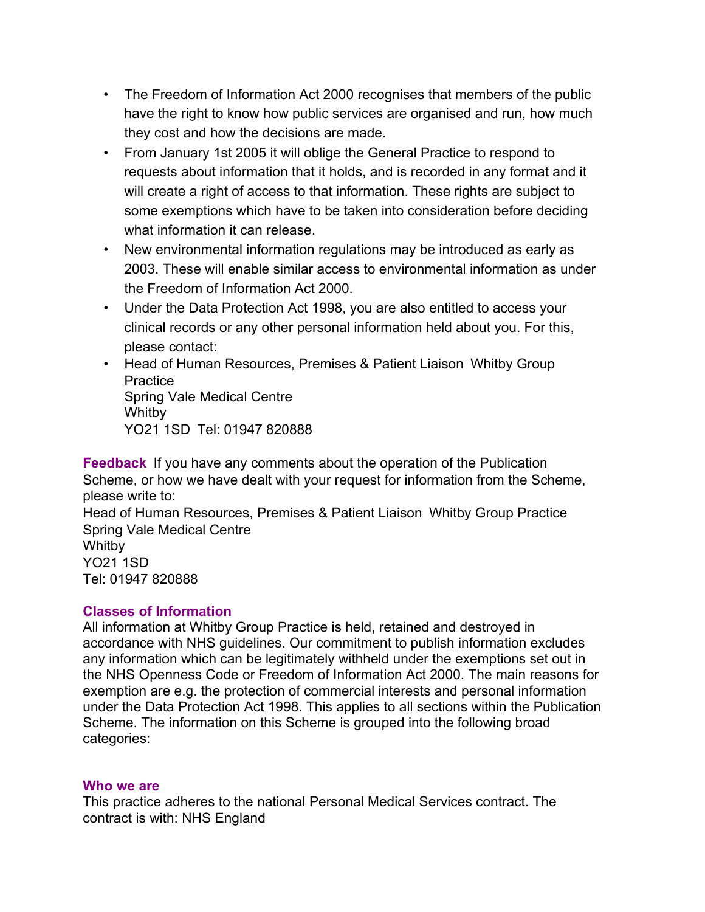- The Freedom of Information Act 2000 recognises that members of the public have the right to know how public services are organised and run, how much they cost and how the decisions are made.
- From January 1st 2005 it will oblige the General Practice to respond to requests about information that it holds, and is recorded in any format and it will create a right of access to that information. These rights are subject to some exemptions which have to be taken into consideration before deciding what information it can release.
- New environmental information regulations may be introduced as early as 2003. These will enable similar access to environmental information as under the Freedom of Information Act 2000.
- Under the Data Protection Act 1998, you are also entitled to access your clinical records or any other personal information held about you. For this, please contact:
- Head of Human Resources, Premises & Patient Liaison Whitby Group Practice
  Spring Vale Medical Centre
  Whitby
  YO21 1SD Tel: 01947 820888

**Feedback** If you have any comments about the operation of the Publication Scheme, or how we have dealt with your request for information from the Scheme, please write to:
Head of Human Resources, Premises & Patient Liaison Whitby Group Practice
Spring Vale Medical Centre
Whitby
YO21 1SD
Tel: 01947 820888

**Classes of Information**
All information at Whitby Group Practice is held, retained and destroyed in accordance with NHS guidelines. Our commitment to publish information excludes any information which can be legitimately withheld under the exemptions set out in the NHS Openness Code or Freedom of Information Act 2000. The main reasons for exemption are e.g. the protection of commercial interests and personal information under the Data Protection Act 1998. This applies to all sections within the Publication Scheme. The information on this Scheme is grouped into the following broad categories:

**Who we are**
This practice adheres to the national Personal Medical Services contract. The contract is with: NHS England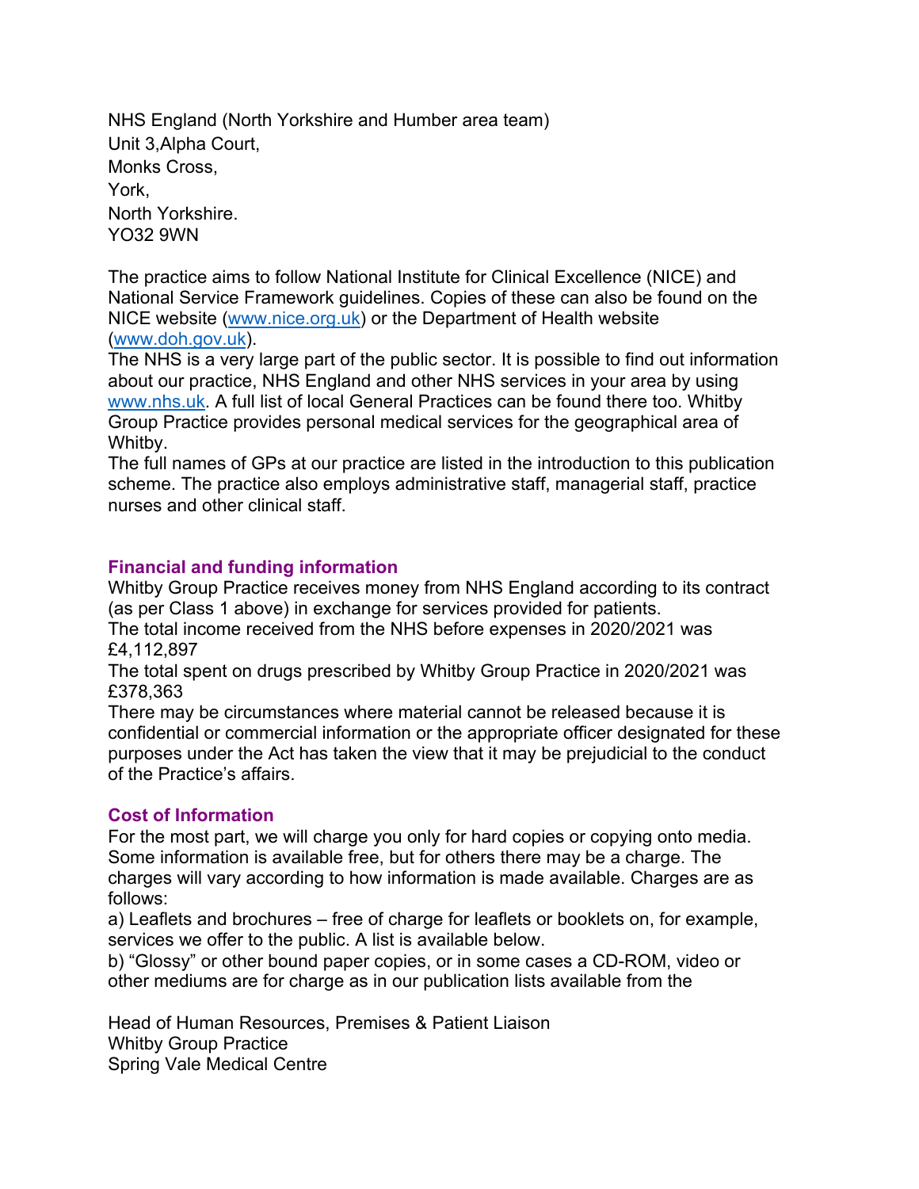NHS England (North Yorkshire and Humber area team)
Unit 3,Alpha Court,
Monks Cross,
York,
North Yorkshire.
YO32 9WN

The practice aims to follow National Institute for Clinical Excellence (NICE) and National Service Framework guidelines. Copies of these can also be found on the NICE website ([www.nice.org.uk](http://www.nice.org.uk)) or the Department of Health website ([www.doh.gov.uk](http://www.doh.gov.uk)).
The NHS is a very large part of the public sector. It is possible to find out information about our practice, NHS England and other NHS services in your area by using [www.nhs.uk](http://www.nhs.uk). A full list of local General Practices can be found there too. Whitby Group Practice provides personal medical services for the geographical area of Whitby.
The full names of GPs at our practice are listed in the introduction to this publication scheme. The practice also employs administrative staff, managerial staff, practice nurses and other clinical staff.

### Financial and funding information

Whitby Group Practice receives money from NHS England according to its contract (as per Class 1 above) in exchange for services provided for patients.
The total income received from the NHS before expenses in 2020/2021 was £4,112,897
The total spent on drugs prescribed by Whitby Group Practice in 2020/2021 was £378,363
There may be circumstances where material cannot be released because it is confidential or commercial information or the appropriate officer designated for these purposes under the Act has taken the view that it may be prejudicial to the conduct of the Practice's affairs.

### Cost of Information

For the most part, we will charge you only for hard copies or copying onto media. Some information is available free, but for others there may be a charge. The charges will vary according to how information is made available. Charges are as follows:
a) Leaflets and brochures – free of charge for leaflets or booklets on, for example, services we offer to the public. A list is available below.
b) "Glossy" or other bound paper copies, or in some cases a CD-ROM, video or other mediums are for charge as in our publication lists available from the

Head of Human Resources, Premises & Patient Liaison
Whitby Group Practice
Spring Vale Medical Centre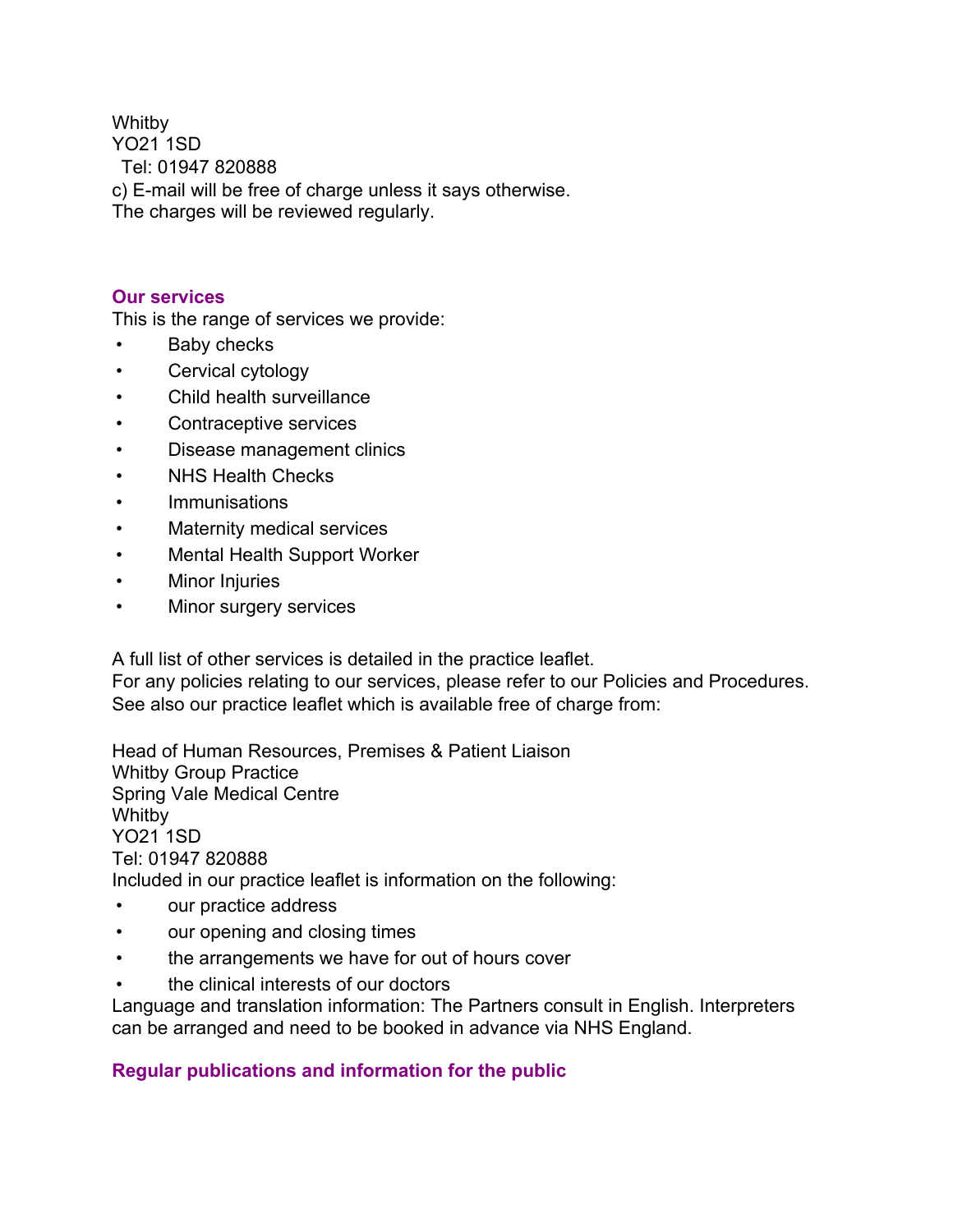Whitby
YO21 1SD
Tel: 01947 820888
c) E-mail will be free of charge unless it says otherwise.
The charges will be reviewed regularly.

## Our services

This is the range of services we provide:

- Baby checks
- Cervical cytology
- Child health surveillance
- Contraceptive services
- Disease management clinics
- NHS Health Checks
- Immunisations
- Maternity medical services
- Mental Health Support Worker
- Minor Injuries
- Minor surgery services

A full list of other services is detailed in the practice leaflet.
For any policies relating to our services, please refer to our Policies and Procedures.
See also our practice leaflet which is available free of charge from:

Head of Human Resources, Premises & Patient Liaison
Whitby Group Practice
Spring Vale Medical Centre
Whitby
YO21 1SD
Tel: 01947 820888
Included in our practice leaflet is information on the following:

- our practice address
- our opening and closing times
- the arrangements we have for out of hours cover
- the clinical interests of our doctors

Language and translation information: The Partners consult in English. Interpreters can be arranged and need to be booked in advance via NHS England.

## Regular publications and information for the public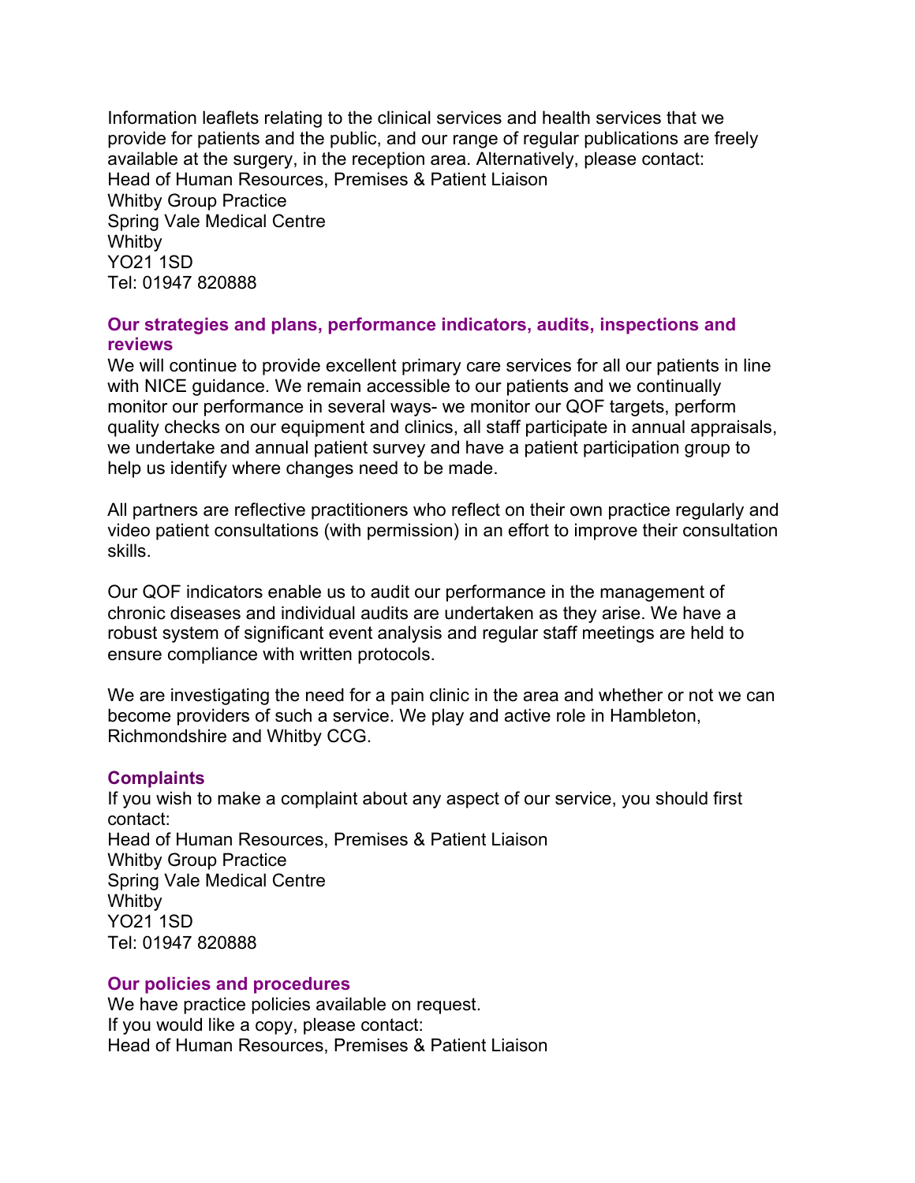Information leaflets relating to the clinical services and health services that we provide for patients and the public, and our range of regular publications are freely available at the surgery, in the reception area. Alternatively, please contact:
Head of Human Resources, Premises & Patient Liaison
Whitby Group Practice
Spring Vale Medical Centre
Whitby
YO21 1SD
Tel: 01947 820888

## Our strategies and plans, performance indicators, audits, inspections and reviews

We will continue to provide excellent primary care services for all our patients in line with NICE guidance. We remain accessible to our patients and we continually monitor our performance in several ways- we monitor our QOF targets, perform quality checks on our equipment and clinics, all staff participate in annual appraisals, we undertake and annual patient survey and have a patient participation group to help us identify where changes need to be made.

All partners are reflective practitioners who reflect on their own practice regularly and video patient consultations (with permission) in an effort to improve their consultation skills.

Our QOF indicators enable us to audit our performance in the management of chronic diseases and individual audits are undertaken as they arise. We have a robust system of significant event analysis and regular staff meetings are held to ensure compliance with written protocols.

We are investigating the need for a pain clinic in the area and whether or not we can become providers of such a service. We play and active role in Hambleton, Richmondshire and Whitby CCG.

## Complaints

If you wish to make a complaint about any aspect of our service, you should first contact:
Head of Human Resources, Premises & Patient Liaison
Whitby Group Practice
Spring Vale Medical Centre
Whitby
YO21 1SD
Tel: 01947 820888

## Our policies and procedures

We have practice policies available on request.
If you would like a copy, please contact:
Head of Human Resources, Premises & Patient Liaison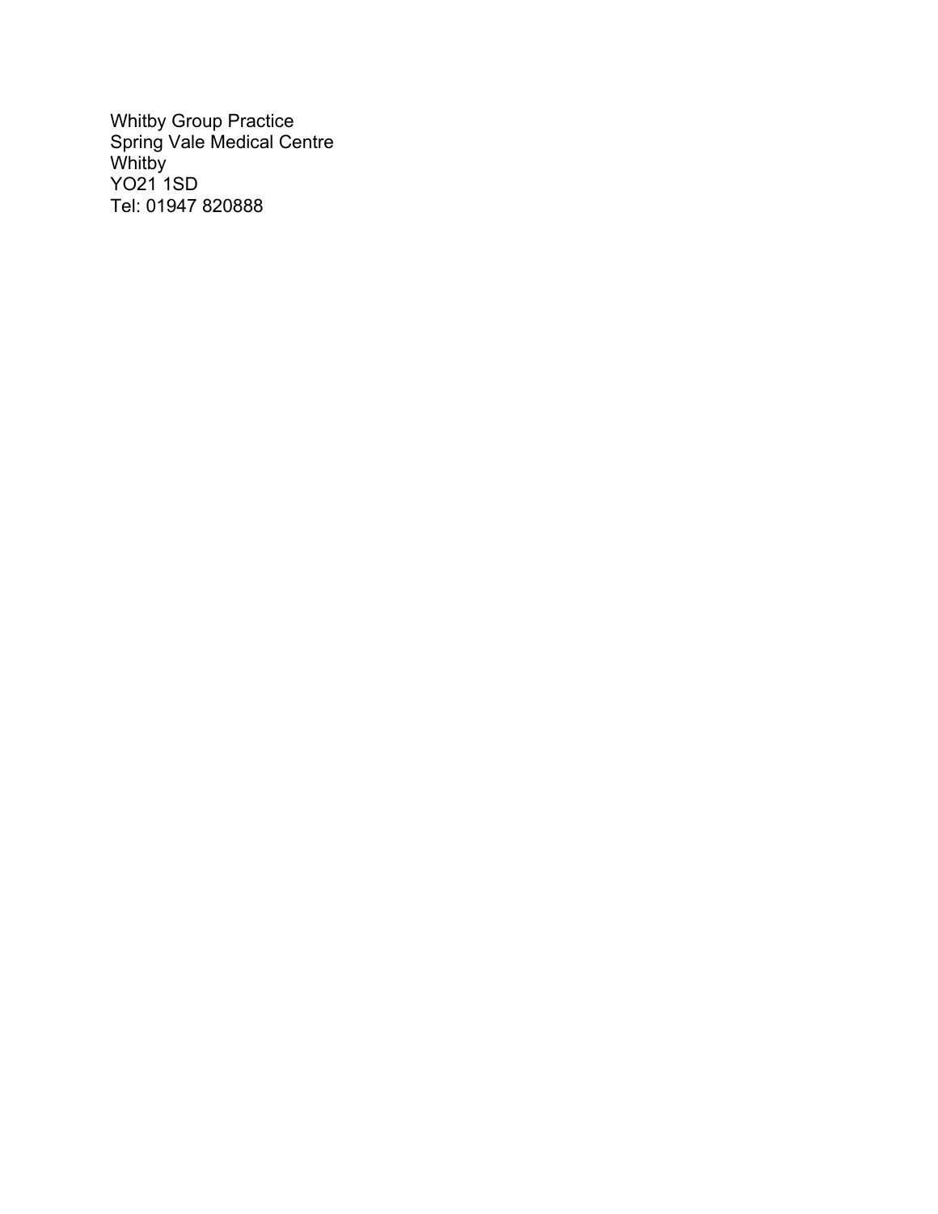Whitby Group Practice
Spring Vale Medical Centre
Whitby
YO21 1SD
Tel: 01947 820888